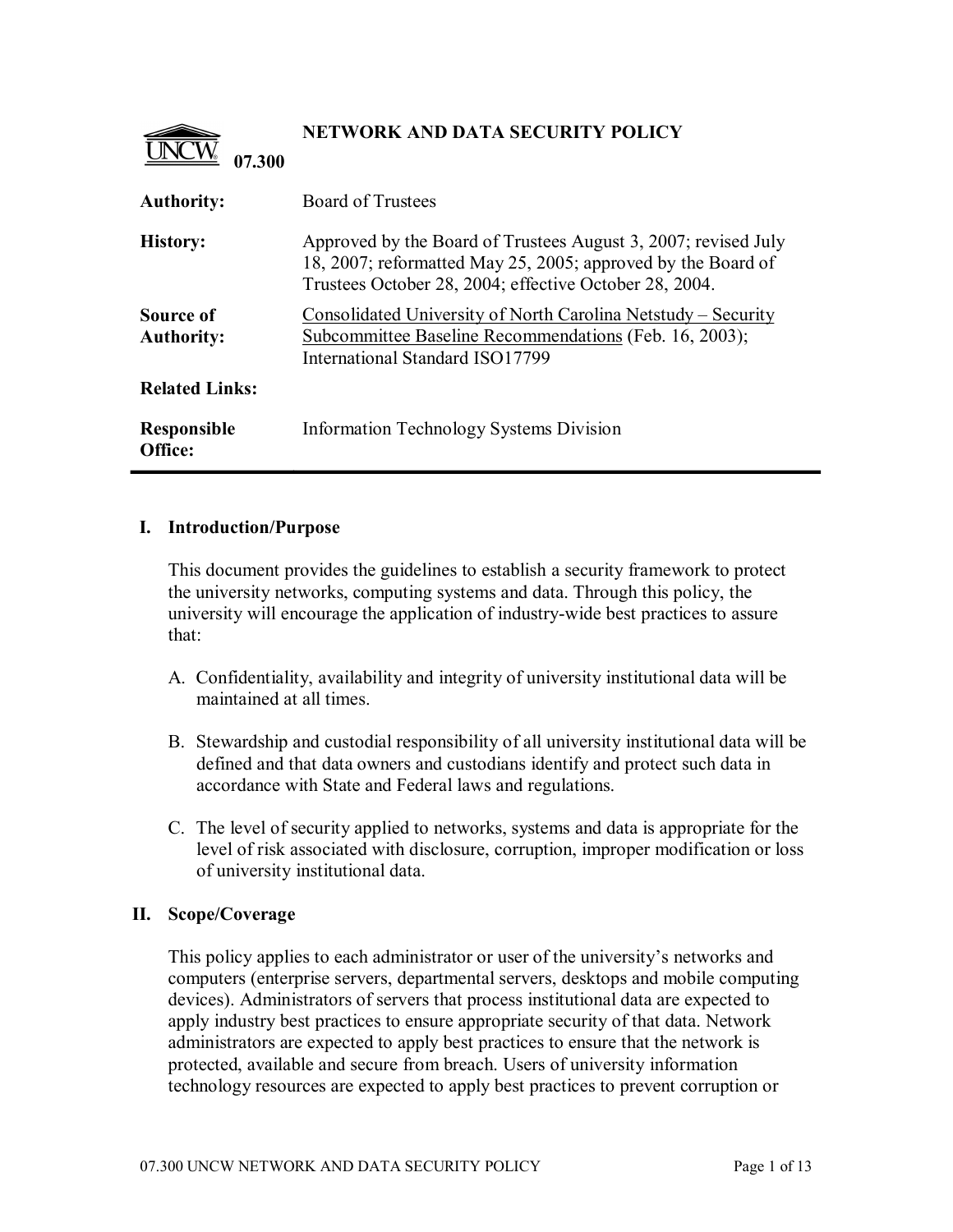# NETWORK AND DATA SECURITY POLICY

**07.300**

| | |
|---|---|
| **Authority:** | Board of Trustees |
| **History:** | Approved by the Board of Trustees August 3, 2007; revised July 18, 2007; reformatted May 25, 2005; approved by the Board of Trustees October 28, 2004; effective October 28, 2004. |
| **Source of Authority:** | Consolidated University of North Carolina Netstudy – Security Subcommittee Baseline Recommendations (Feb. 16, 2003); International Standard ISO17799 |
| **Related Links:** | |
| **Responsible Office:** | Information Technology Systems Division |

## I. Introduction/Purpose

This document provides the guidelines to establish a security framework to protect the university networks, computing systems and data. Through this policy, the university will encourage the application of industry-wide best practices to assure that:

A. Confidentiality, availability and integrity of university institutional data will be maintained at all times.

B. Stewardship and custodial responsibility of all university institutional data will be defined and that data owners and custodians identify and protect such data in accordance with State and Federal laws and regulations.

C. The level of security applied to networks, systems and data is appropriate for the level of risk associated with disclosure, corruption, improper modification or loss of university institutional data.

## II. Scope/Coverage

This policy applies to each administrator or user of the university's networks and computers (enterprise servers, departmental servers, desktops and mobile computing devices). Administrators of servers that process institutional data are expected to apply industry best practices to ensure appropriate security of that data. Network administrators are expected to apply best practices to ensure that the network is protected, available and secure from breach. Users of university information technology resources are expected to apply best practices to prevent corruption or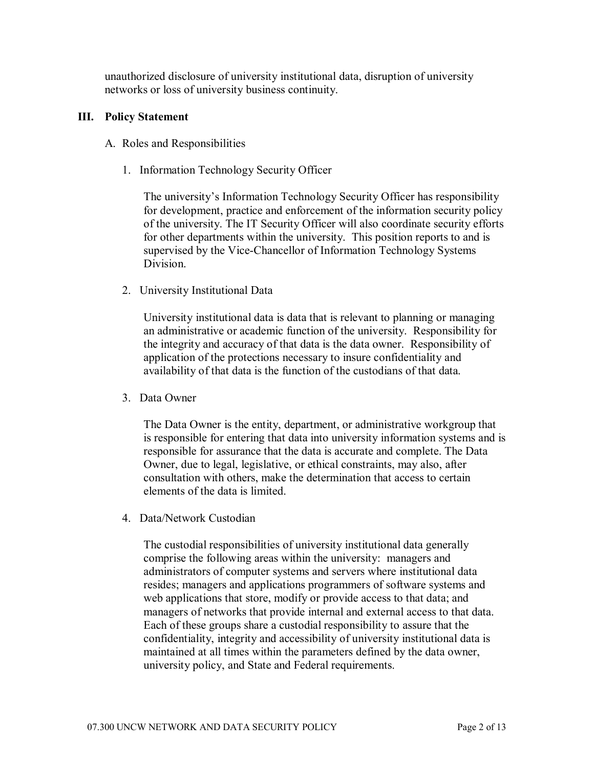unauthorized disclosure of university institutional data, disruption of university networks or loss of university business continuity.

## III. Policy Statement

### A. Roles and Responsibilities

#### 1. Information Technology Security Officer

The university's Information Technology Security Officer has responsibility for development, practice and enforcement of the information security policy of the university. The IT Security Officer will also coordinate security efforts for other departments within the university. This position reports to and is supervised by the Vice-Chancellor of Information Technology Systems Division.

#### 2. University Institutional Data

University institutional data is data that is relevant to planning or managing an administrative or academic function of the university. Responsibility for the integrity and accuracy of that data is the data owner. Responsibility of application of the protections necessary to insure confidentiality and availability of that data is the function of the custodians of that data.

#### 3. Data Owner

The Data Owner is the entity, department, or administrative workgroup that is responsible for entering that data into university information systems and is responsible for assurance that the data is accurate and complete. The Data Owner, due to legal, legislative, or ethical constraints, may also, after consultation with others, make the determination that access to certain elements of the data is limited.

#### 4. Data/Network Custodian

The custodial responsibilities of university institutional data generally comprise the following areas within the university: managers and administrators of computer systems and servers where institutional data resides; managers and applications programmers of software systems and web applications that store, modify or provide access to that data; and managers of networks that provide internal and external access to that data. Each of these groups share a custodial responsibility to assure that the confidentiality, integrity and accessibility of university institutional data is maintained at all times within the parameters defined by the data owner, university policy, and State and Federal requirements.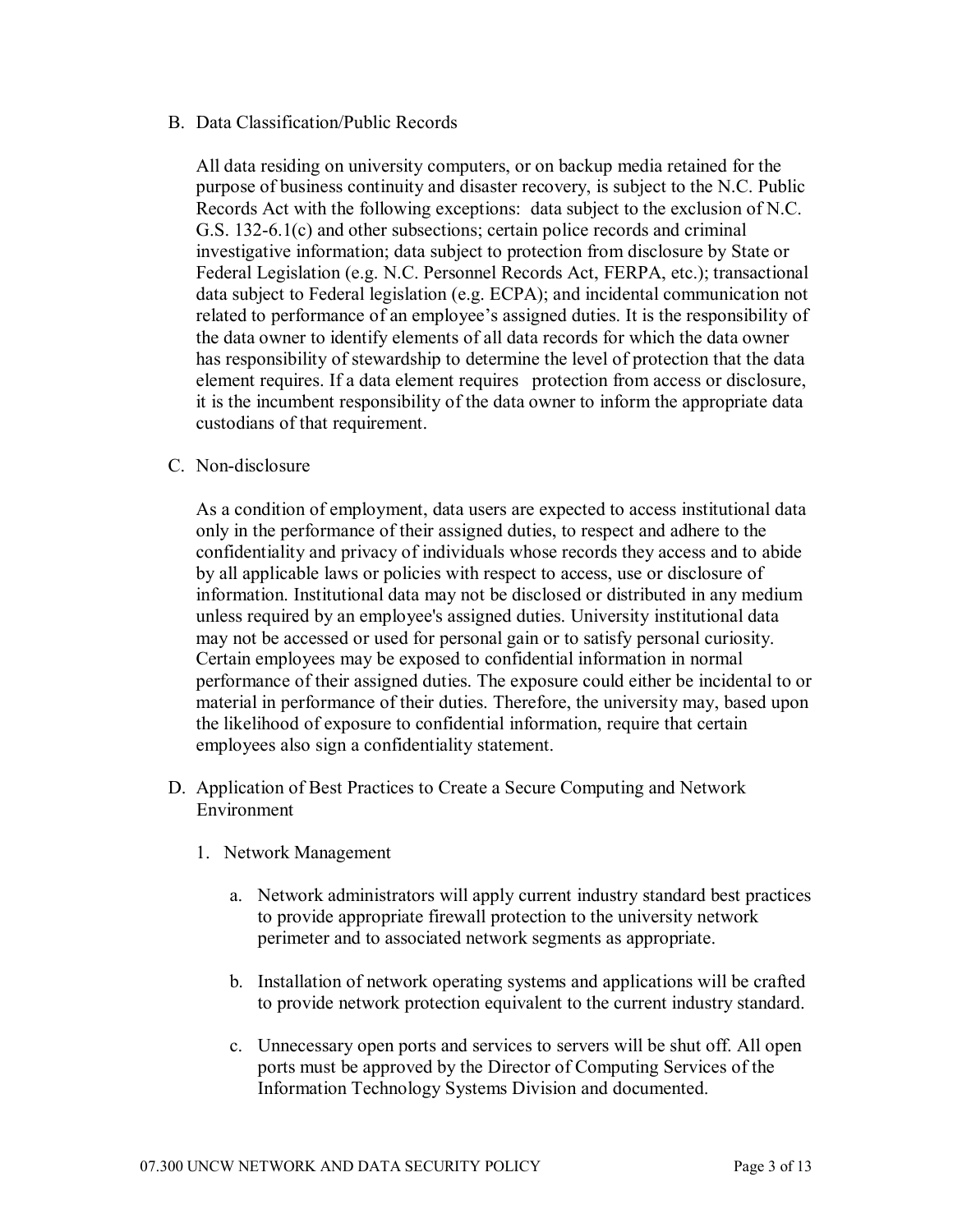B. Data Classification/Public Records

All data residing on university computers, or on backup media retained for the purpose of business continuity and disaster recovery, is subject to the N.C. Public Records Act with the following exceptions: data subject to the exclusion of N.C. G.S. 132-6.1(c) and other subsections; certain police records and criminal investigative information; data subject to protection from disclosure by State or Federal Legislation (e.g. N.C. Personnel Records Act, FERPA, etc.); transactional data subject to Federal legislation (e.g. ECPA); and incidental communication not related to performance of an employee's assigned duties. It is the responsibility of the data owner to identify elements of all data records for which the data owner has responsibility of stewardship to determine the level of protection that the data element requires. If a data element requires protection from access or disclosure, it is the incumbent responsibility of the data owner to inform the appropriate data custodians of that requirement.

C. Non-disclosure

As a condition of employment, data users are expected to access institutional data only in the performance of their assigned duties, to respect and adhere to the confidentiality and privacy of individuals whose records they access and to abide by all applicable laws or policies with respect to access, use or disclosure of information. Institutional data may not be disclosed or distributed in any medium unless required by an employee's assigned duties. University institutional data may not be accessed or used for personal gain or to satisfy personal curiosity. Certain employees may be exposed to confidential information in normal performance of their assigned duties. The exposure could either be incidental to or material in performance of their duties. Therefore, the university may, based upon the likelihood of exposure to confidential information, require that certain employees also sign a confidentiality statement.

D. Application of Best Practices to Create a Secure Computing and Network Environment

1. Network Management

   a. Network administrators will apply current industry standard best practices to provide appropriate firewall protection to the university network perimeter and to associated network segments as appropriate.

   b. Installation of network operating systems and applications will be crafted to provide network protection equivalent to the current industry standard.

   c. Unnecessary open ports and services to servers will be shut off. All open ports must be approved by the Director of Computing Services of the Information Technology Systems Division and documented.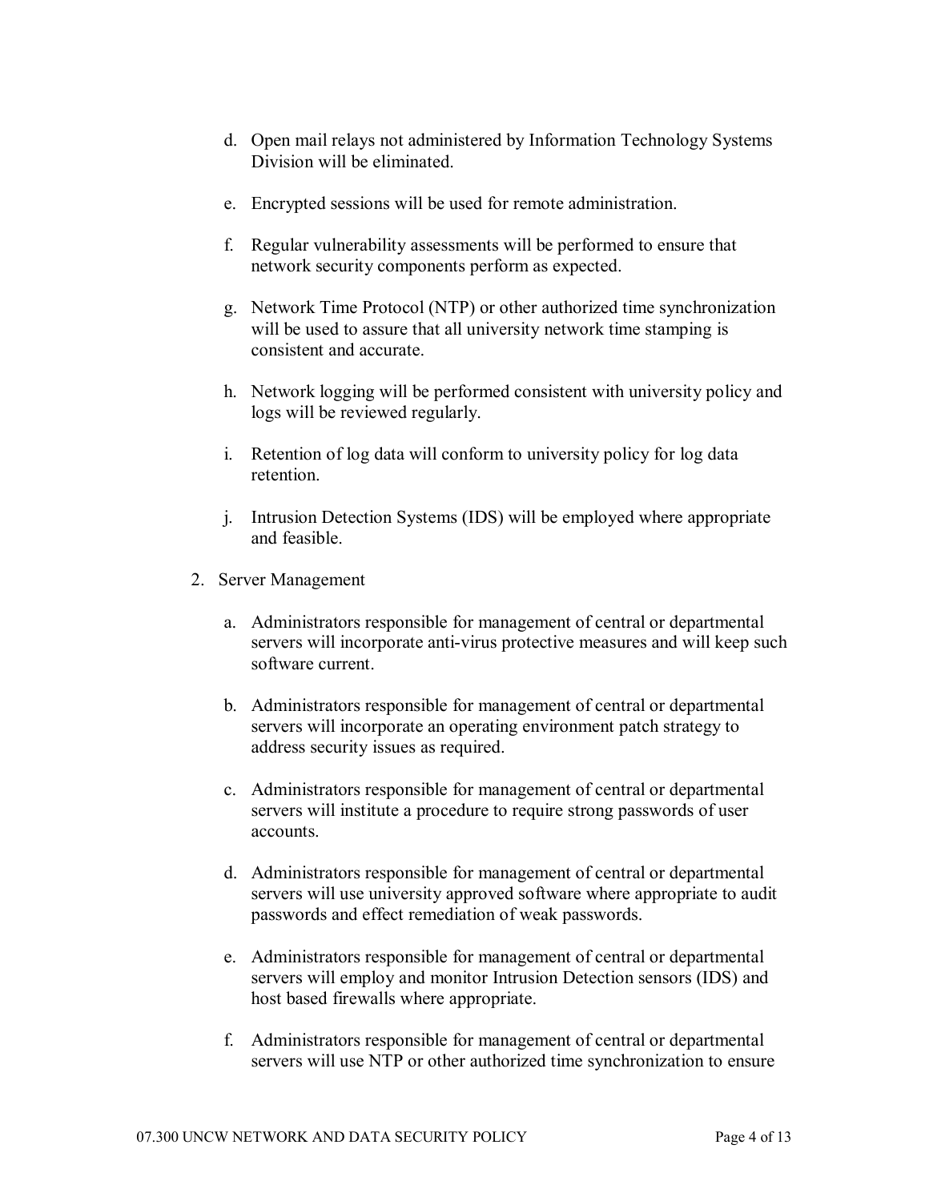d. Open mail relays not administered by Information Technology Systems Division will be eliminated.

e. Encrypted sessions will be used for remote administration.

f. Regular vulnerability assessments will be performed to ensure that network security components perform as expected.

g. Network Time Protocol (NTP) or other authorized time synchronization will be used to assure that all university network time stamping is consistent and accurate.

h. Network logging will be performed consistent with university policy and logs will be reviewed regularly.

i. Retention of log data will conform to university policy for log data retention.

j. Intrusion Detection Systems (IDS) will be employed where appropriate and feasible.

2. Server Management

   a. Administrators responsible for management of central or departmental servers will incorporate anti-virus protective measures and will keep such software current.

   b. Administrators responsible for management of central or departmental servers will incorporate an operating environment patch strategy to address security issues as required.

   c. Administrators responsible for management of central or departmental servers will institute a procedure to require strong passwords of user accounts.

   d. Administrators responsible for management of central or departmental servers will use university approved software where appropriate to audit passwords and effect remediation of weak passwords.

   e. Administrators responsible for management of central or departmental servers will employ and monitor Intrusion Detection sensors (IDS) and host based firewalls where appropriate.

   f. Administrators responsible for management of central or departmental servers will use NTP or other authorized time synchronization to ensure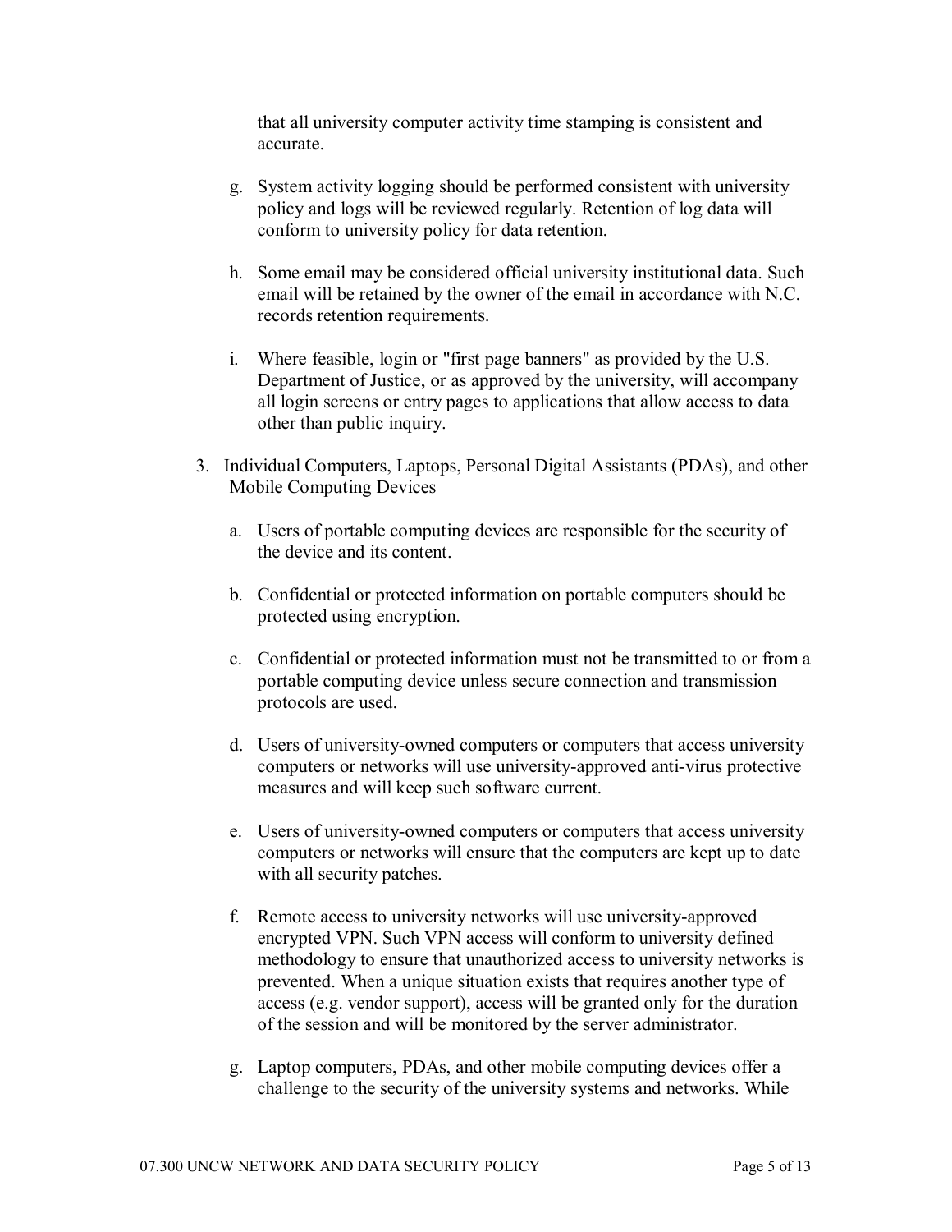that all university computer activity time stamping is consistent and accurate.

g. System activity logging should be performed consistent with university policy and logs will be reviewed regularly. Retention of log data will conform to university policy for data retention.

h. Some email may be considered official university institutional data. Such email will be retained by the owner of the email in accordance with N.C. records retention requirements.

i. Where feasible, login or "first page banners" as provided by the U.S. Department of Justice, or as approved by the university, will accompany all login screens or entry pages to applications that allow access to data other than public inquiry.

3. Individual Computers, Laptops, Personal Digital Assistants (PDAs), and other Mobile Computing Devices

   a. Users of portable computing devices are responsible for the security of the device and its content.

   b. Confidential or protected information on portable computers should be protected using encryption.

   c. Confidential or protected information must not be transmitted to or from a portable computing device unless secure connection and transmission protocols are used.

   d. Users of university-owned computers or computers that access university computers or networks will use university-approved anti-virus protective measures and will keep such software current.

   e. Users of university-owned computers or computers that access university computers or networks will ensure that the computers are kept up to date with all security patches.

   f. Remote access to university networks will use university-approved encrypted VPN. Such VPN access will conform to university defined methodology to ensure that unauthorized access to university networks is prevented. When a unique situation exists that requires another type of access (e.g. vendor support), access will be granted only for the duration of the session and will be monitored by the server administrator.

   g. Laptop computers, PDAs, and other mobile computing devices offer a challenge to the security of the university systems and networks. While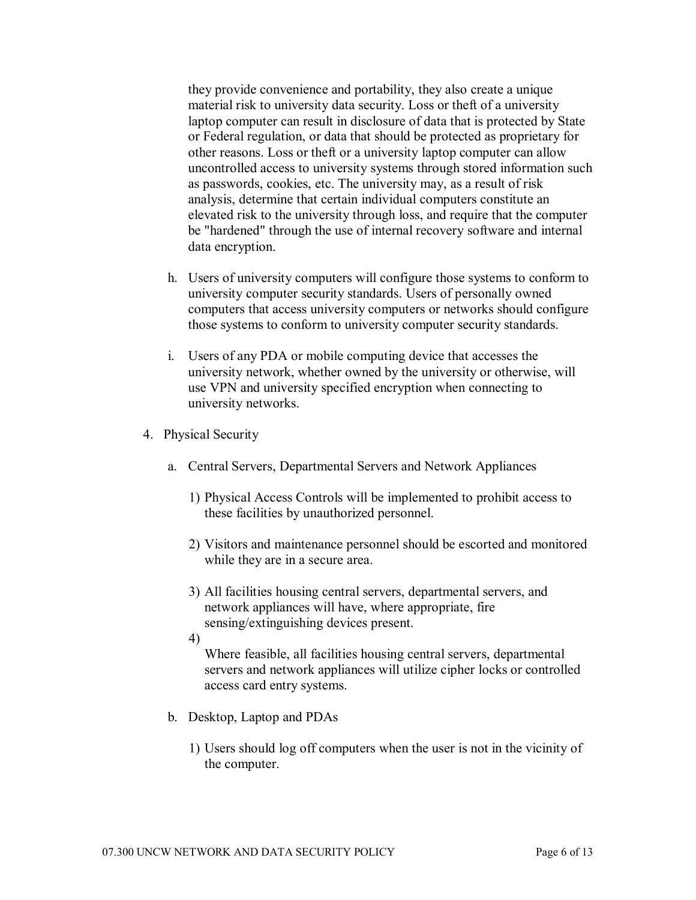they provide convenience and portability, they also create a unique material risk to university data security. Loss or theft of a university laptop computer can result in disclosure of data that is protected by State or Federal regulation, or data that should be protected as proprietary for other reasons. Loss or theft or a university laptop computer can allow uncontrolled access to university systems through stored information such as passwords, cookies, etc. The university may, as a result of risk analysis, determine that certain individual computers constitute an elevated risk to the university through loss, and require that the computer be "hardened" through the use of internal recovery software and internal data encryption.

h. Users of university computers will configure those systems to conform to university computer security standards. Users of personally owned computers that access university computers or networks should configure those systems to conform to university computer security standards.

i. Users of any PDA or mobile computing device that accesses the university network, whether owned by the university or otherwise, will use VPN and university specified encryption when connecting to university networks.

4. Physical Security

   a. Central Servers, Departmental Servers and Network Appliances

      1) Physical Access Controls will be implemented to prohibit access to these facilities by unauthorized personnel.

      2) Visitors and maintenance personnel should be escorted and monitored while they are in a secure area.

      3) All facilities housing central servers, departmental servers, and network appliances will have, where appropriate, fire sensing/extinguishing devices present.

      4) Where feasible, all facilities housing central servers, departmental servers and network appliances will utilize cipher locks or controlled access card entry systems.

   b. Desktop, Laptop and PDAs

      1) Users should log off computers when the user is not in the vicinity of the computer.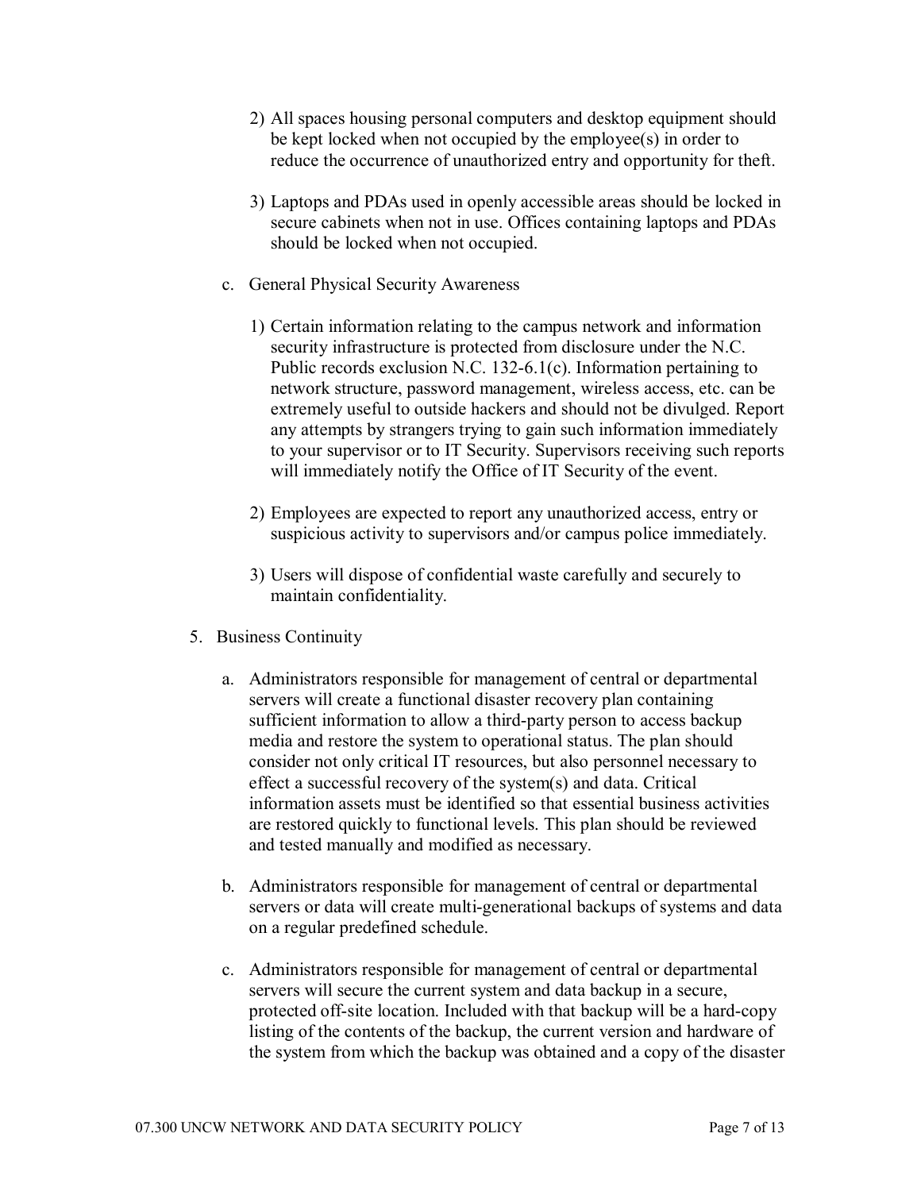2) All spaces housing personal computers and desktop equipment should be kept locked when not occupied by the employee(s) in order to reduce the occurrence of unauthorized entry and opportunity for theft.

3) Laptops and PDAs used in openly accessible areas should be locked in secure cabinets when not in use. Offices containing laptops and PDAs should be locked when not occupied.

c. General Physical Security Awareness

1) Certain information relating to the campus network and information security infrastructure is protected from disclosure under the N.C. Public records exclusion N.C. 132-6.1(c). Information pertaining to network structure, password management, wireless access, etc. can be extremely useful to outside hackers and should not be divulged. Report any attempts by strangers trying to gain such information immediately to your supervisor or to IT Security. Supervisors receiving such reports will immediately notify the Office of IT Security of the event.

2) Employees are expected to report any unauthorized access, entry or suspicious activity to supervisors and/or campus police immediately.

3) Users will dispose of confidential waste carefully and securely to maintain confidentiality.

5. Business Continuity

a. Administrators responsible for management of central or departmental servers will create a functional disaster recovery plan containing sufficient information to allow a third-party person to access backup media and restore the system to operational status. The plan should consider not only critical IT resources, but also personnel necessary to effect a successful recovery of the system(s) and data. Critical information assets must be identified so that essential business activities are restored quickly to functional levels. This plan should be reviewed and tested manually and modified as necessary.

b. Administrators responsible for management of central or departmental servers or data will create multi-generational backups of systems and data on a regular predefined schedule.

c. Administrators responsible for management of central or departmental servers will secure the current system and data backup in a secure, protected off-site location. Included with that backup will be a hard-copy listing of the contents of the backup, the current version and hardware of the system from which the backup was obtained and a copy of the disaster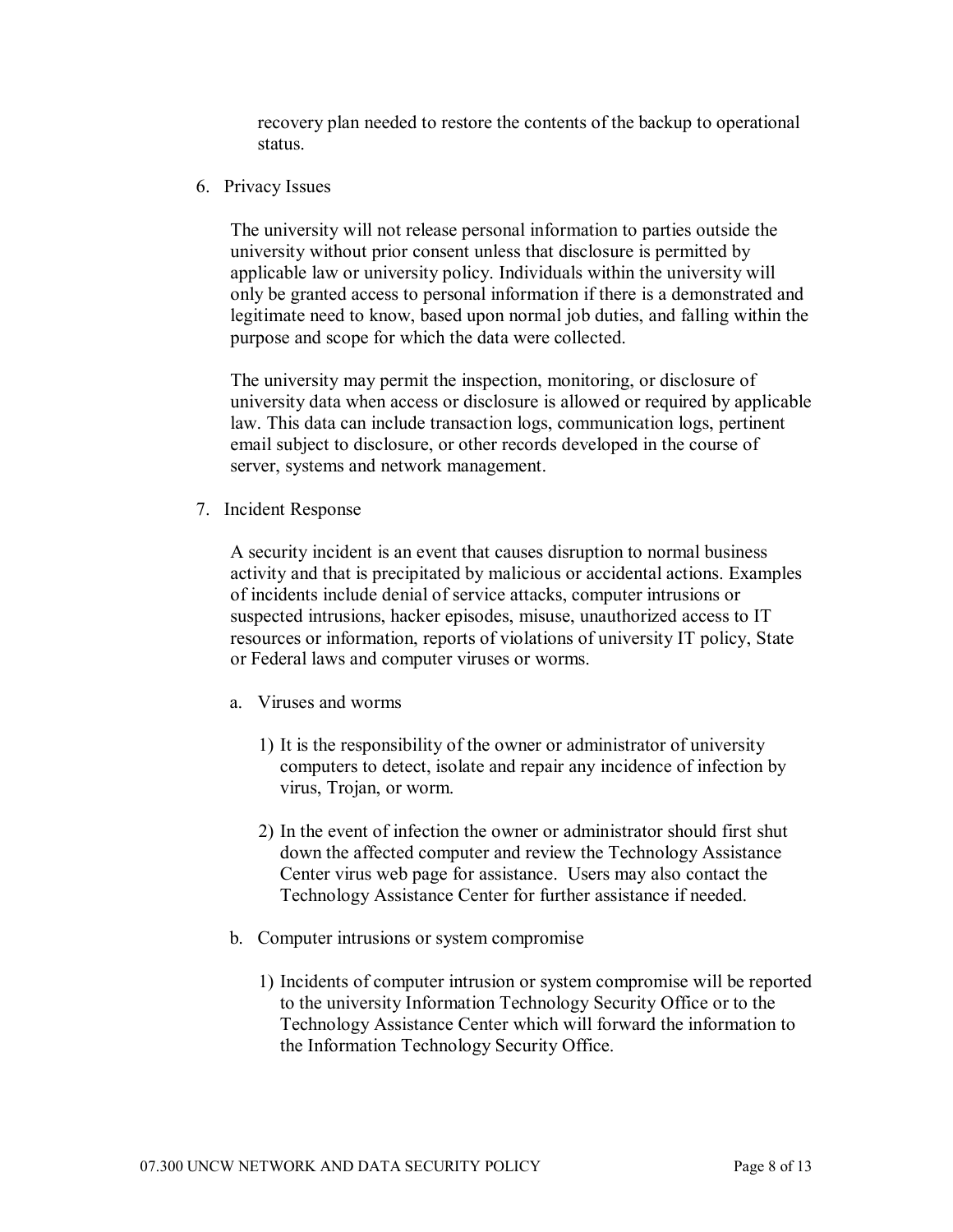recovery plan needed to restore the contents of the backup to operational status.

6. Privacy Issues

   The university will not release personal information to parties outside the university without prior consent unless that disclosure is permitted by applicable law or university policy. Individuals within the university will only be granted access to personal information if there is a demonstrated and legitimate need to know, based upon normal job duties, and falling within the purpose and scope for which the data were collected.

   The university may permit the inspection, monitoring, or disclosure of university data when access or disclosure is allowed or required by applicable law. This data can include transaction logs, communication logs, pertinent email subject to disclosure, or other records developed in the course of server, systems and network management.

7. Incident Response

   A security incident is an event that causes disruption to normal business activity and that is precipitated by malicious or accidental actions. Examples of incidents include denial of service attacks, computer intrusions or suspected intrusions, hacker episodes, misuse, unauthorized access to IT resources or information, reports of violations of university IT policy, State or Federal laws and computer viruses or worms.

   a. Viruses and worms

      1) It is the responsibility of the owner or administrator of university computers to detect, isolate and repair any incidence of infection by virus, Trojan, or worm.

      2) In the event of infection the owner or administrator should first shut down the affected computer and review the Technology Assistance Center virus web page for assistance. Users may also contact the Technology Assistance Center for further assistance if needed.

   b. Computer intrusions or system compromise

      1) Incidents of computer intrusion or system compromise will be reported to the university Information Technology Security Office or to the Technology Assistance Center which will forward the information to the Information Technology Security Office.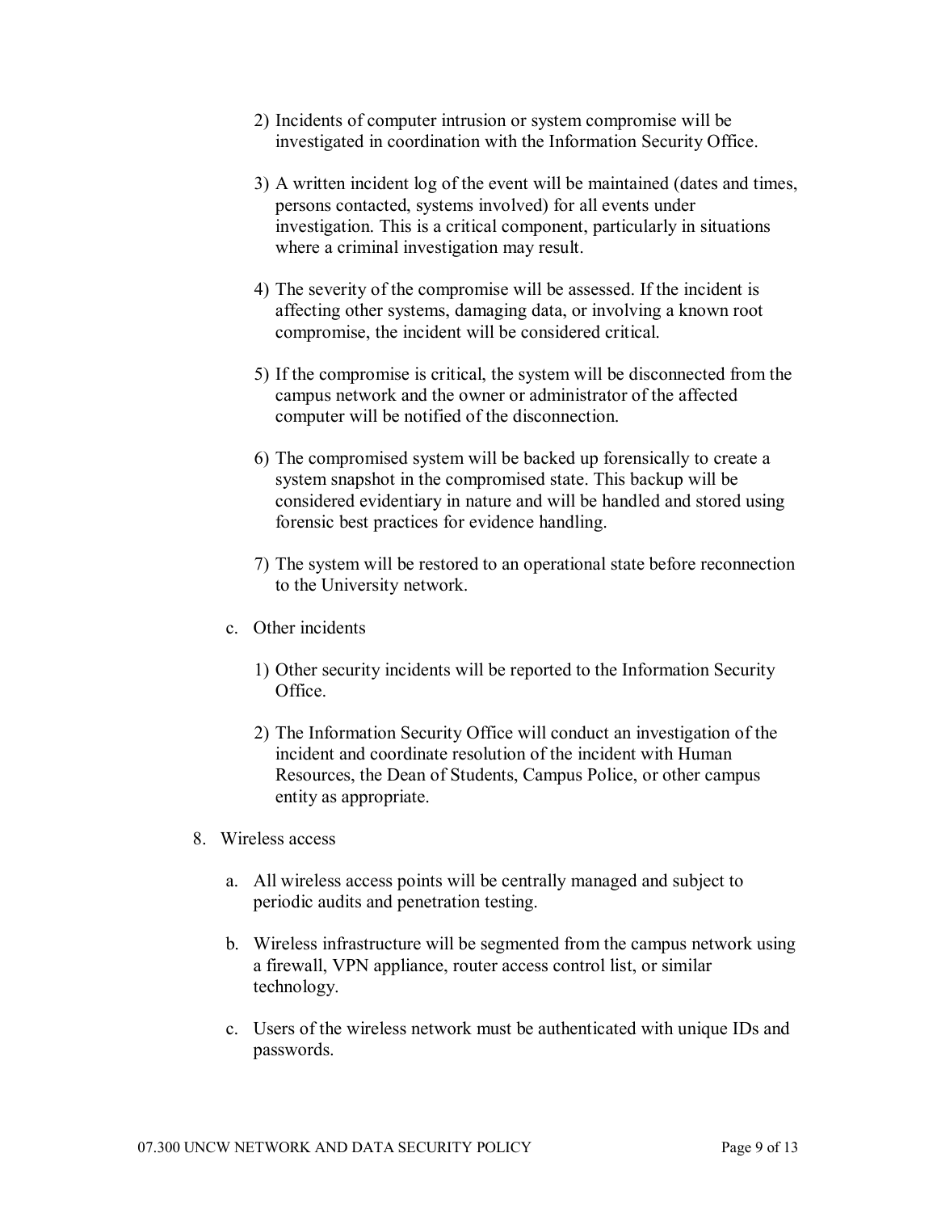2) Incidents of computer intrusion or system compromise will be investigated in coordination with the Information Security Office.

3) A written incident log of the event will be maintained (dates and times, persons contacted, systems involved) for all events under investigation. This is a critical component, particularly in situations where a criminal investigation may result.

4) The severity of the compromise will be assessed. If the incident is affecting other systems, damaging data, or involving a known root compromise, the incident will be considered critical.

5) If the compromise is critical, the system will be disconnected from the campus network and the owner or administrator of the affected computer will be notified of the disconnection.

6) The compromised system will be backed up forensically to create a system snapshot in the compromised state. This backup will be considered evidentiary in nature and will be handled and stored using forensic best practices for evidence handling.

7) The system will be restored to an operational state before reconnection to the University network.

c. Other incidents

1) Other security incidents will be reported to the Information Security Office.

2) The Information Security Office will conduct an investigation of the incident and coordinate resolution of the incident with Human Resources, the Dean of Students, Campus Police, or other campus entity as appropriate.

8. Wireless access

a. All wireless access points will be centrally managed and subject to periodic audits and penetration testing.

b. Wireless infrastructure will be segmented from the campus network using a firewall, VPN appliance, router access control list, or similar technology.

c. Users of the wireless network must be authenticated with unique IDs and passwords.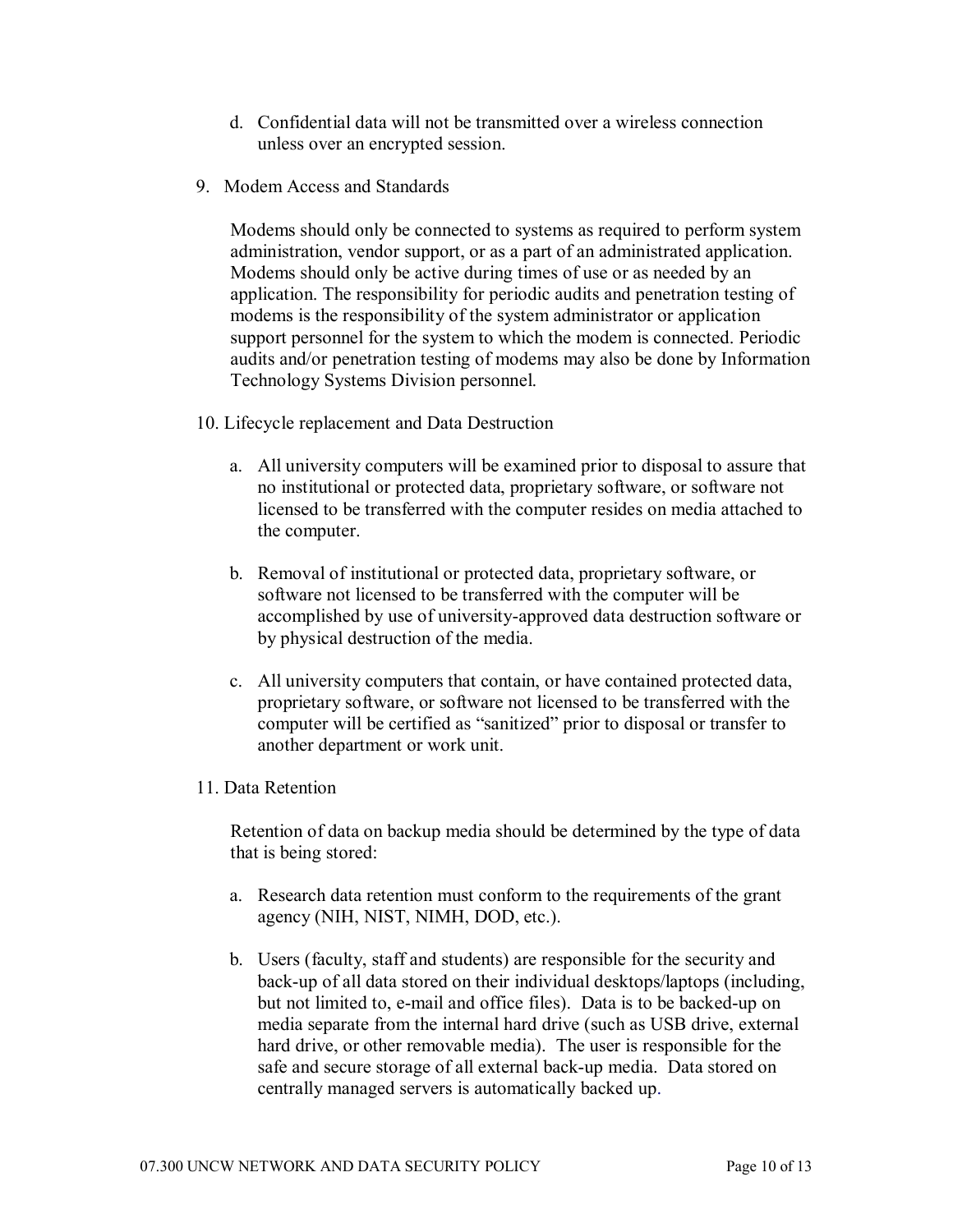d. Confidential data will not be transmitted over a wireless connection unless over an encrypted session.

9. Modem Access and Standards

   Modems should only be connected to systems as required to perform system administration, vendor support, or as a part of an administrated application. Modems should only be active during times of use or as needed by an application. The responsibility for periodic audits and penetration testing of modems is the responsibility of the system administrator or application support personnel for the system to which the modem is connected. Periodic audits and/or penetration testing of modems may also be done by Information Technology Systems Division personnel.

10. Lifecycle replacement and Data Destruction

    a. All university computers will be examined prior to disposal to assure that no institutional or protected data, proprietary software, or software not licensed to be transferred with the computer resides on media attached to the computer.

    b. Removal of institutional or protected data, proprietary software, or software not licensed to be transferred with the computer will be accomplished by use of university-approved data destruction software or by physical destruction of the media.

    c. All university computers that contain, or have contained protected data, proprietary software, or software not licensed to be transferred with the computer will be certified as "sanitized" prior to disposal or transfer to another department or work unit.

11. Data Retention

    Retention of data on backup media should be determined by the type of data that is being stored:

    a. Research data retention must conform to the requirements of the grant agency (NIH, NIST, NIMH, DOD, etc.).

    b. Users (faculty, staff and students) are responsible for the security and back-up of all data stored on their individual desktops/laptops (including, but not limited to, e-mail and office files). Data is to be backed-up on media separate from the internal hard drive (such as USB drive, external hard drive, or other removable media). The user is responsible for the safe and secure storage of all external back-up media. Data stored on centrally managed servers is automatically backed up.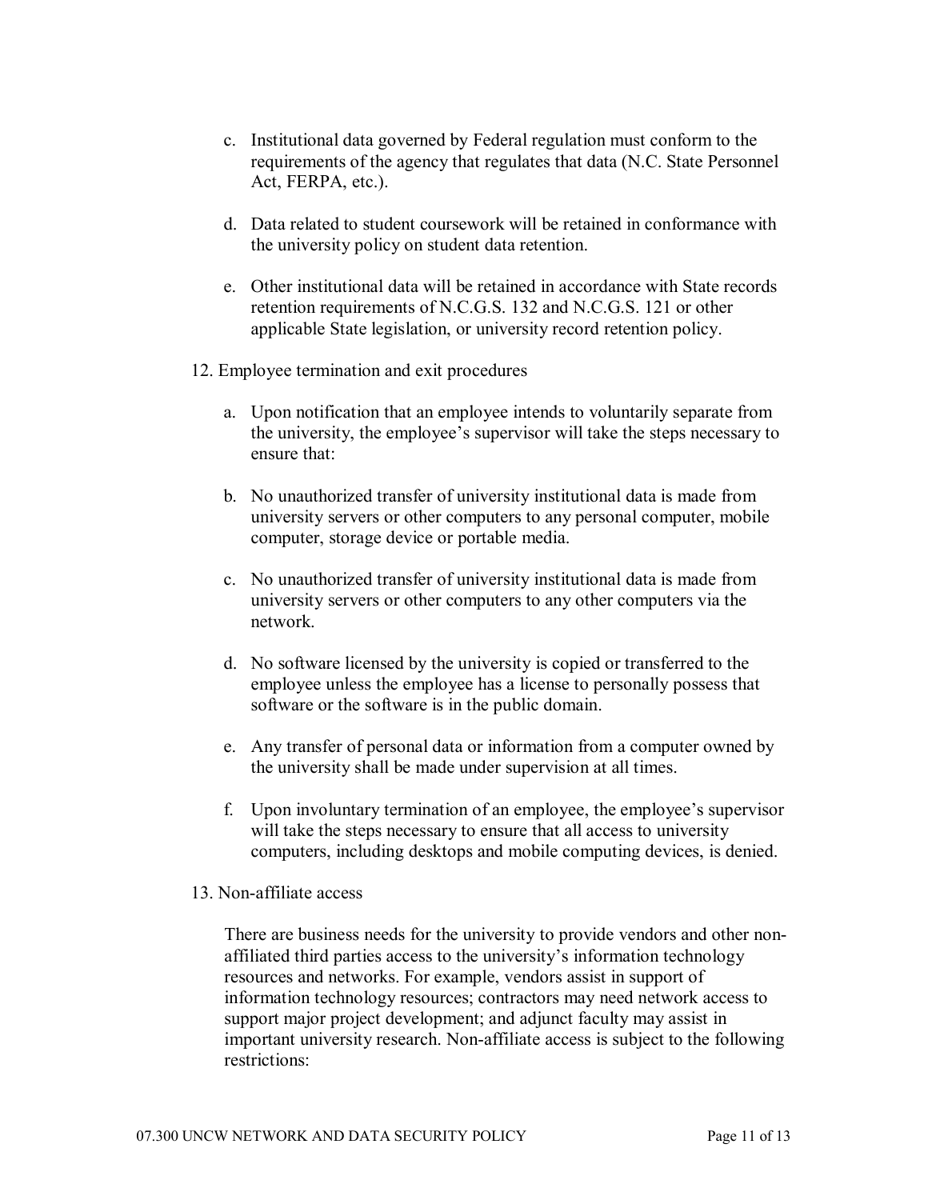c. Institutional data governed by Federal regulation must conform to the requirements of the agency that regulates that data (N.C. State Personnel Act, FERPA, etc.).

d. Data related to student coursework will be retained in conformance with the university policy on student data retention.

e. Other institutional data will be retained in accordance with State records retention requirements of N.C.G.S. 132 and N.C.G.S. 121 or other applicable State legislation, or university record retention policy.

12. Employee termination and exit procedures

a. Upon notification that an employee intends to voluntarily separate from the university, the employee's supervisor will take the steps necessary to ensure that:

b. No unauthorized transfer of university institutional data is made from university servers or other computers to any personal computer, mobile computer, storage device or portable media.

c. No unauthorized transfer of university institutional data is made from university servers or other computers to any other computers via the network.

d. No software licensed by the university is copied or transferred to the employee unless the employee has a license to personally possess that software or the software is in the public domain.

e. Any transfer of personal data or information from a computer owned by the university shall be made under supervision at all times.

f. Upon involuntary termination of an employee, the employee's supervisor will take the steps necessary to ensure that all access to university computers, including desktops and mobile computing devices, is denied.

13. Non-affiliate access

There are business needs for the university to provide vendors and other non-affiliated third parties access to the university's information technology resources and networks. For example, vendors assist in support of information technology resources; contractors may need network access to support major project development; and adjunct faculty may assist in important university research. Non-affiliate access is subject to the following restrictions: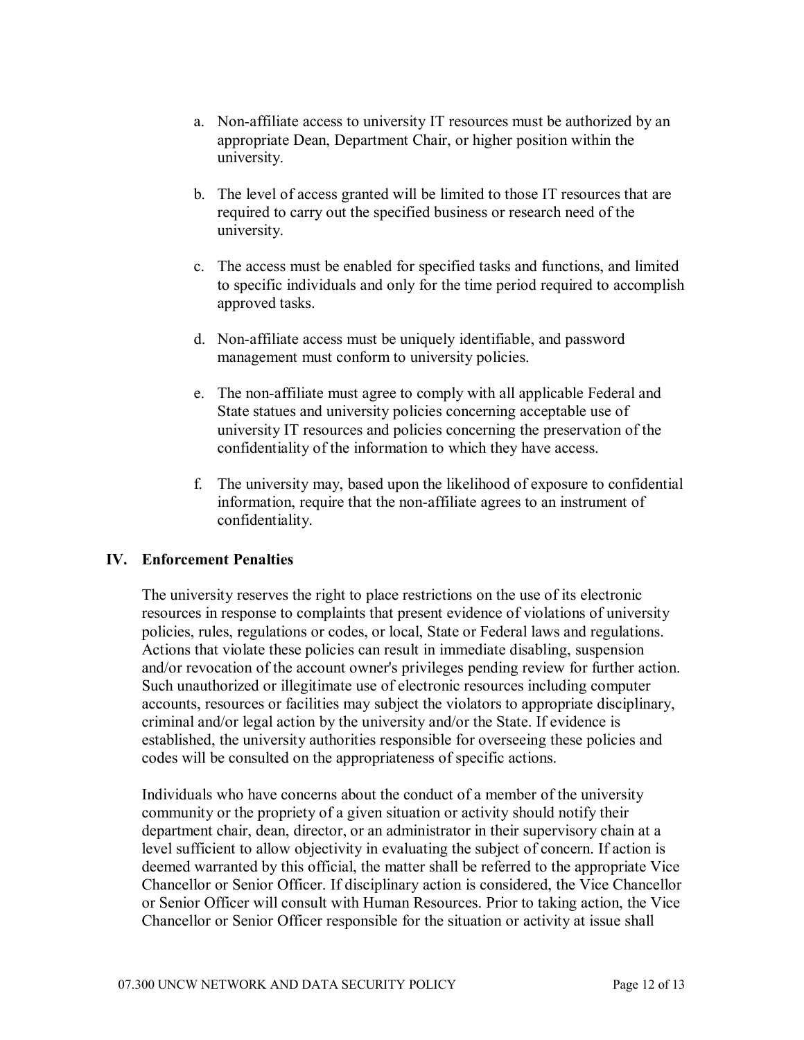a. Non-affiliate access to university IT resources must be authorized by an appropriate Dean, Department Chair, or higher position within the university.

b. The level of access granted will be limited to those IT resources that are required to carry out the specified business or research need of the university.

c. The access must be enabled for specified tasks and functions, and limited to specific individuals and only for the time period required to accomplish approved tasks.

d. Non-affiliate access must be uniquely identifiable, and password management must conform to university policies.

e. The non-affiliate must agree to comply with all applicable Federal and State statues and university policies concerning acceptable use of university IT resources and policies concerning the preservation of the confidentiality of the information to which they have access.

f. The university may, based upon the likelihood of exposure to confidential information, require that the non-affiliate agrees to an instrument of confidentiality.

## IV. Enforcement Penalties

The university reserves the right to place restrictions on the use of its electronic resources in response to complaints that present evidence of violations of university policies, rules, regulations or codes, or local, State or Federal laws and regulations. Actions that violate these policies can result in immediate disabling, suspension and/or revocation of the account owner's privileges pending review for further action. Such unauthorized or illegitimate use of electronic resources including computer accounts, resources or facilities may subject the violators to appropriate disciplinary, criminal and/or legal action by the university and/or the State. If evidence is established, the university authorities responsible for overseeing these policies and codes will be consulted on the appropriateness of specific actions.

Individuals who have concerns about the conduct of a member of the university community or the propriety of a given situation or activity should notify their department chair, dean, director, or an administrator in their supervisory chain at a level sufficient to allow objectivity in evaluating the subject of concern. If action is deemed warranted by this official, the matter shall be referred to the appropriate Vice Chancellor or Senior Officer. If disciplinary action is considered, the Vice Chancellor or Senior Officer will consult with Human Resources. Prior to taking action, the Vice Chancellor or Senior Officer responsible for the situation or activity at issue shall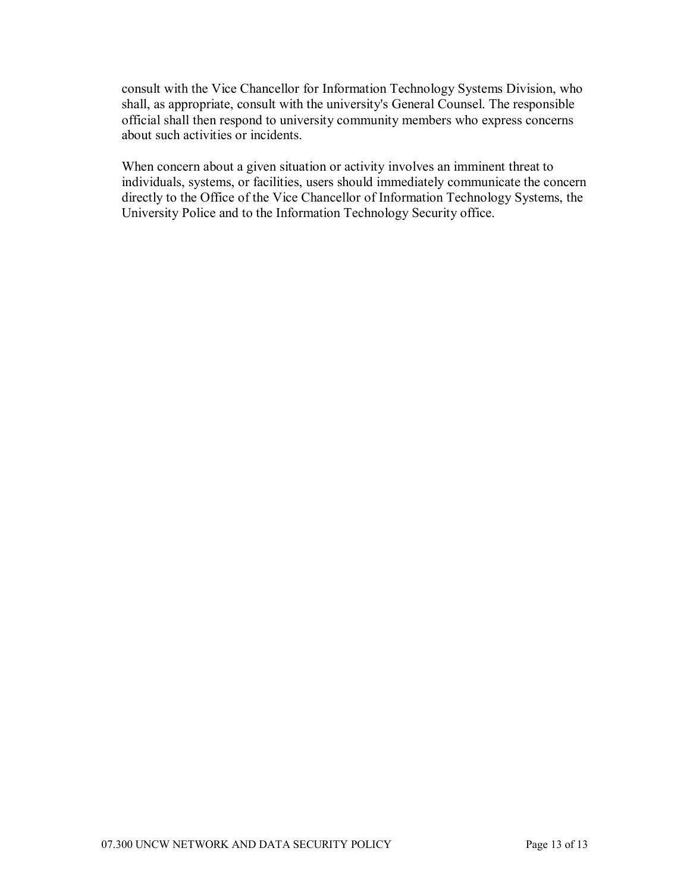consult with the Vice Chancellor for Information Technology Systems Division, who shall, as appropriate, consult with the university's General Counsel. The responsible official shall then respond to university community members who express concerns about such activities or incidents.

When concern about a given situation or activity involves an imminent threat to individuals, systems, or facilities, users should immediately communicate the concern directly to the Office of the Vice Chancellor of Information Technology Systems, the University Police and to the Information Technology Security office.